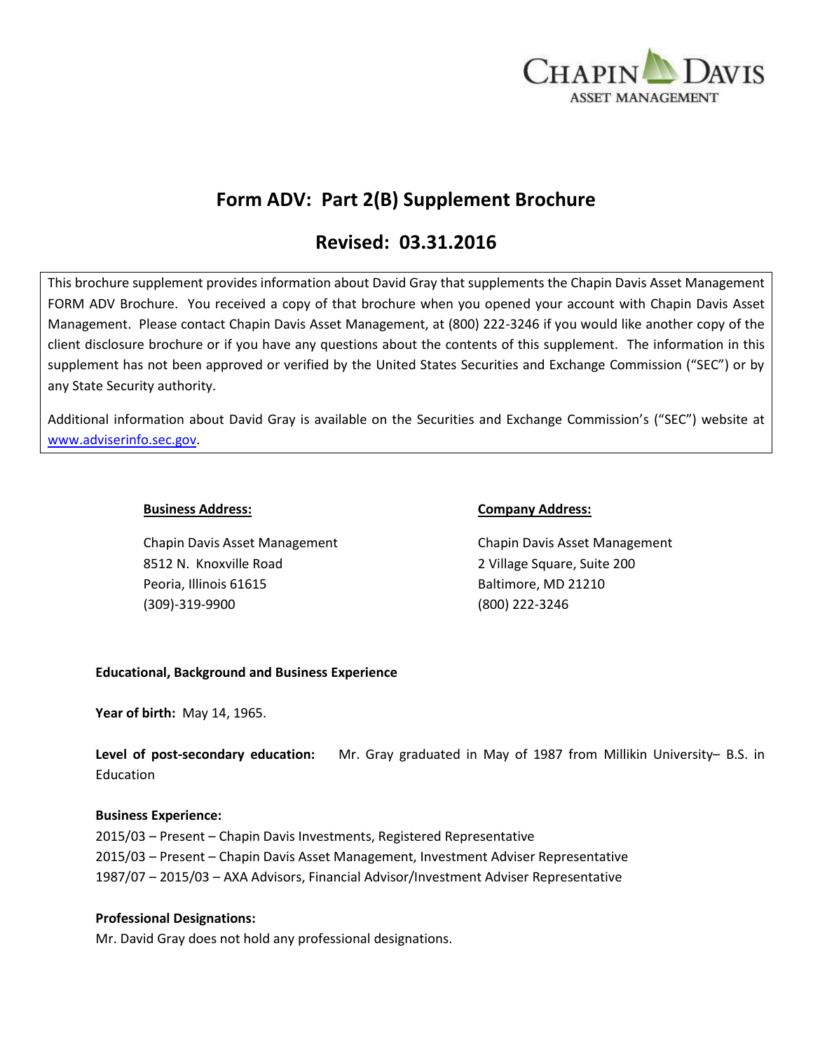# Form ADV: Part 2(B) Supplement Brochure

## Revised: 03.31.2016

This brochure supplement provides information about David Gray that supplements the Chapin Davis Asset Management FORM ADV Brochure. You received a copy of that brochure when you opened your account with Chapin Davis Asset Management. Please contact Chapin Davis Asset Management, at (800) 222-3246 if you would like another copy of the client disclosure brochure or if you have any questions about the contents of this supplement. The information in this supplement has not been approved or verified by the United States Securities and Exchange Commission ("SEC") or by any State Security authority.

Additional information about David Gray is available on the Securities and Exchange Commission's ("SEC") website at www.adviserinfo.sec.gov.

**Business Address:**

Chapin Davis Asset Management
8512 N. Knoxville Road
Peoria, Illinois 61615
(309)-319-9900

**Company Address:**

Chapin Davis Asset Management
2 Village Square, Suite 200
Baltimore, MD 21210
(800) 222-3246

**Educational, Background and Business Experience**

**Year of birth:** May 14, 1965.

**Level of post-secondary education:** Mr. Gray graduated in May of 1987 from Millikin University– B.S. in Education

**Business Experience:**

2015/03 – Present – Chapin Davis Investments, Registered Representative
2015/03 – Present – Chapin Davis Asset Management, Investment Adviser Representative
1987/07 – 2015/03 – AXA Advisors, Financial Advisor/Investment Adviser Representative

**Professional Designations:**

Mr. David Gray does not hold any professional designations.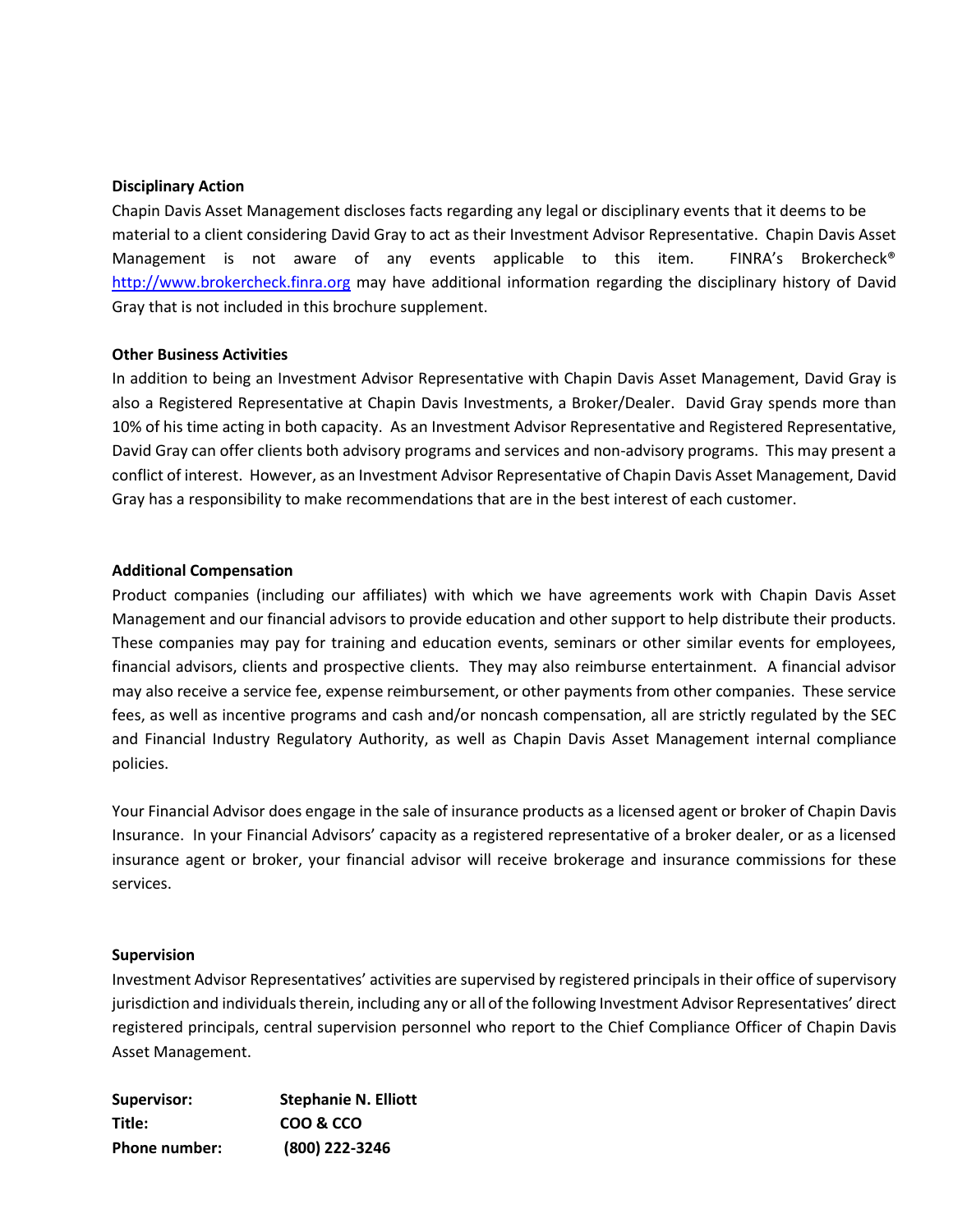**Disciplinary Action**

Chapin Davis Asset Management discloses facts regarding any legal or disciplinary events that it deems to be material to a client considering David Gray to act as their Investment Advisor Representative. Chapin Davis Asset Management is not aware of any events applicable to this item. FINRA's Brokercheck® http://www.brokercheck.finra.org may have additional information regarding the disciplinary history of David Gray that is not included in this brochure supplement.

**Other Business Activities**

In addition to being an Investment Advisor Representative with Chapin Davis Asset Management, David Gray is also a Registered Representative at Chapin Davis Investments, a Broker/Dealer. David Gray spends more than 10% of his time acting in both capacity. As an Investment Advisor Representative and Registered Representative, David Gray can offer clients both advisory programs and services and non-advisory programs. This may present a conflict of interest. However, as an Investment Advisor Representative of Chapin Davis Asset Management, David Gray has a responsibility to make recommendations that are in the best interest of each customer.

**Additional Compensation**

Product companies (including our affiliates) with which we have agreements work with Chapin Davis Asset Management and our financial advisors to provide education and other support to help distribute their products. These companies may pay for training and education events, seminars or other similar events for employees, financial advisors, clients and prospective clients. They may also reimburse entertainment. A financial advisor may also receive a service fee, expense reimbursement, or other payments from other companies. These service fees, as well as incentive programs and cash and/or noncash compensation, all are strictly regulated by the SEC and Financial Industry Regulatory Authority, as well as Chapin Davis Asset Management internal compliance policies.

Your Financial Advisor does engage in the sale of insurance products as a licensed agent or broker of Chapin Davis Insurance. In your Financial Advisors' capacity as a registered representative of a broker dealer, or as a licensed insurance agent or broker, your financial advisor will receive brokerage and insurance commissions for these services.

**Supervision**

Investment Advisor Representatives' activities are supervised by registered principals in their office of supervisory jurisdiction and individuals therein, including any or all of the following Investment Advisor Representatives' direct registered principals, central supervision personnel who report to the Chief Compliance Officer of Chapin Davis Asset Management.

**Supervisor:** **Stephanie N. Elliott**
**Title:** **COO & CCO**
**Phone number:** **(800) 222-3246**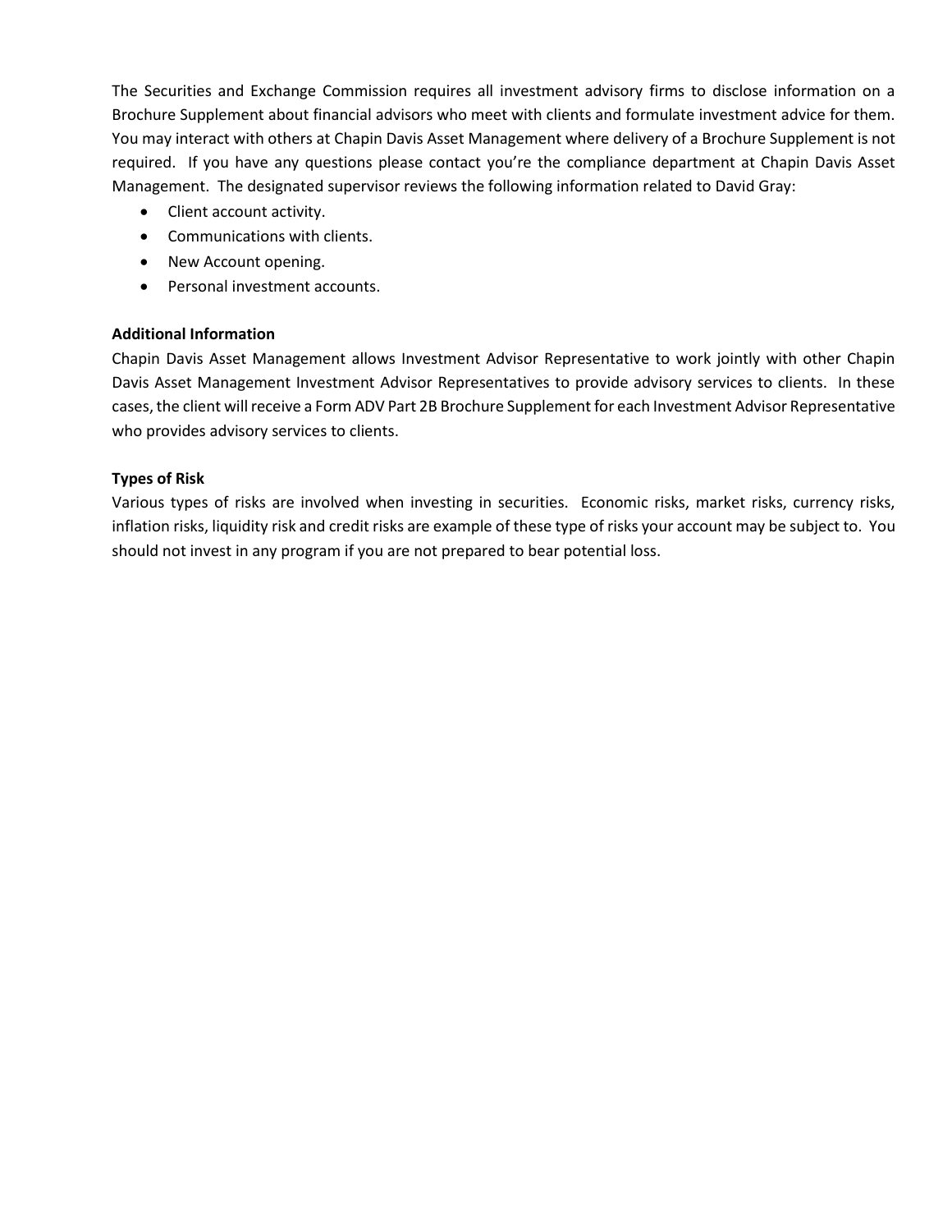The Securities and Exchange Commission requires all investment advisory firms to disclose information on a Brochure Supplement about financial advisors who meet with clients and formulate investment advice for them. You may interact with others at Chapin Davis Asset Management where delivery of a Brochure Supplement is not required. If you have any questions please contact you're the compliance department at Chapin Davis Asset Management. The designated supervisor reviews the following information related to David Gray:

- Client account activity.
- Communications with clients.
- New Account opening.
- Personal investment accounts.

**Additional Information**

Chapin Davis Asset Management allows Investment Advisor Representative to work jointly with other Chapin Davis Asset Management Investment Advisor Representatives to provide advisory services to clients. In these cases, the client will receive a Form ADV Part 2B Brochure Supplement for each Investment Advisor Representative who provides advisory services to clients.

**Types of Risk**

Various types of risks are involved when investing in securities. Economic risks, market risks, currency risks, inflation risks, liquidity risk and credit risks are example of these type of risks your account may be subject to. You should not invest in any program if you are not prepared to bear potential loss.